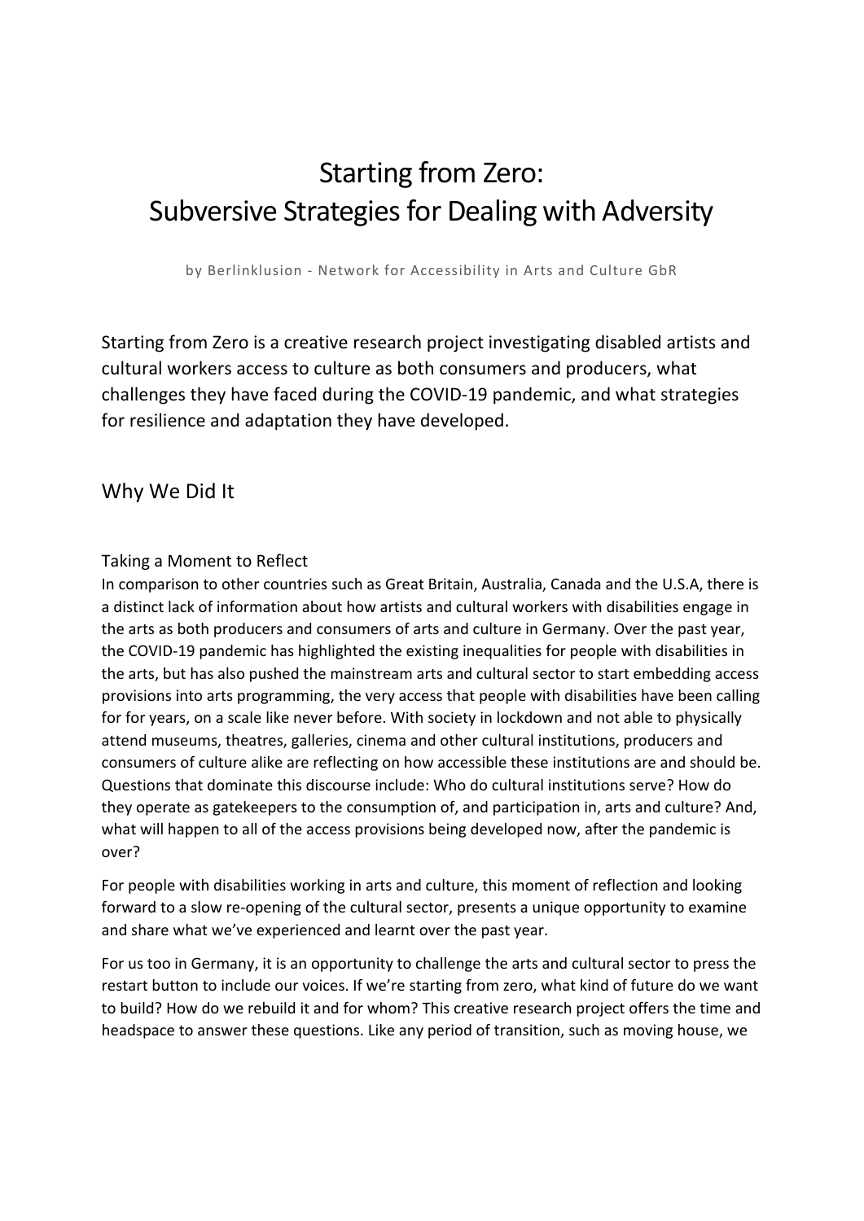# Starting from Zero: Subversive Strategies for Dealing with Adversity

by Berlinklusion - Network for Accessibility in Arts and Culture GbR

Starting from Zero is a creative research project investigating disabled artists and cultural workers access to culture as both consumers and producers, what challenges they have faced during the COVID-19 pandemic, and what strategies for resilience and adaptation they have developed.

## Why We Did It

### Taking a Moment to Reflect

In comparison to other countries such as Great Britain, Australia, Canada and the U.S.A, there is a distinct lack of information about how artists and cultural workers with disabilities engage in the arts as both producers and consumers of arts and culture in Germany. Over the past year, the COVID-19 pandemic has highlighted the existing inequalities for people with disabilities in the arts, but has also pushed the mainstream arts and cultural sector to start embedding access provisions into arts programming, the very access that people with disabilities have been calling for for years, on a scale like never before. With society in lockdown and not able to physically attend museums, theatres, galleries, cinema and other cultural institutions, producers and consumers of culture alike are reflecting on how accessible these institutions are and should be. Questions that dominate this discourse include: Who do cultural institutions serve? How do they operate as gatekeepers to the consumption of, and participation in, arts and culture? And, what will happen to all of the access provisions being developed now, after the pandemic is over?

For people with disabilities working in arts and culture, this moment of reflection and looking forward to a slow re-opening of the cultural sector, presents a unique opportunity to examine and share what we've experienced and learnt over the past year.

For us too in Germany, it is an opportunity to challenge the arts and cultural sector to press the restart button to include our voices. If we're starting from zero, what kind of future do we want to build? How do we rebuild it and for whom? This creative research project offers the time and headspace to answer these questions. Like any period of transition, such as moving house, we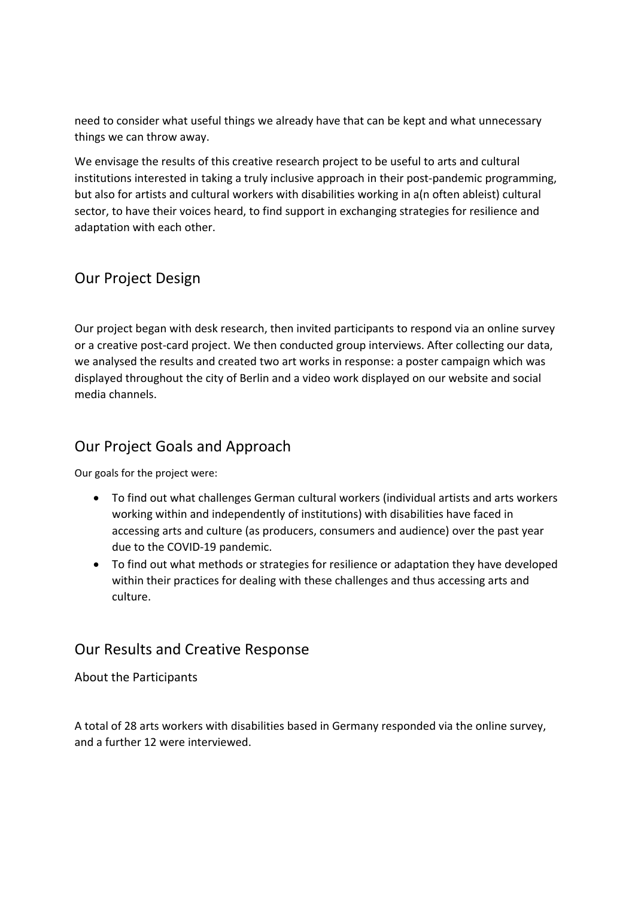need to consider what useful things we already have that can be kept and what unnecessary things we can throw away.

We envisage the results of this creative research project to be useful to arts and cultural institutions interested in taking a truly inclusive approach in their post-pandemic programming, but also for artists and cultural workers with disabilities working in a(n often ableist) cultural sector, to have their voices heard, to find support in exchanging strategies for resilience and adaptation with each other.

## Our Project Design

Our project began with desk research, then invited participants to respond via an online survey or a creative post-card project. We then conducted group interviews. After collecting our data, we analysed the results and created two art works in response: a poster campaign which was displayed throughout the city of Berlin and a video work displayed on our website and social media channels.

## Our Project Goals and Approach

Our goals for the project were:

- To find out what challenges German cultural workers (individual artists and arts workers working within and independently of institutions) with disabilities have faced in accessing arts and culture (as producers, consumers and audience) over the past year due to the COVID-19 pandemic.
- To find out what methods or strategies for resilience or adaptation they have developed within their practices for dealing with these challenges and thus accessing arts and culture.

## Our Results and Creative Response

### About the Participants

A total of 28 arts workers with disabilities based in Germany responded via the online survey, and a further 12 were interviewed.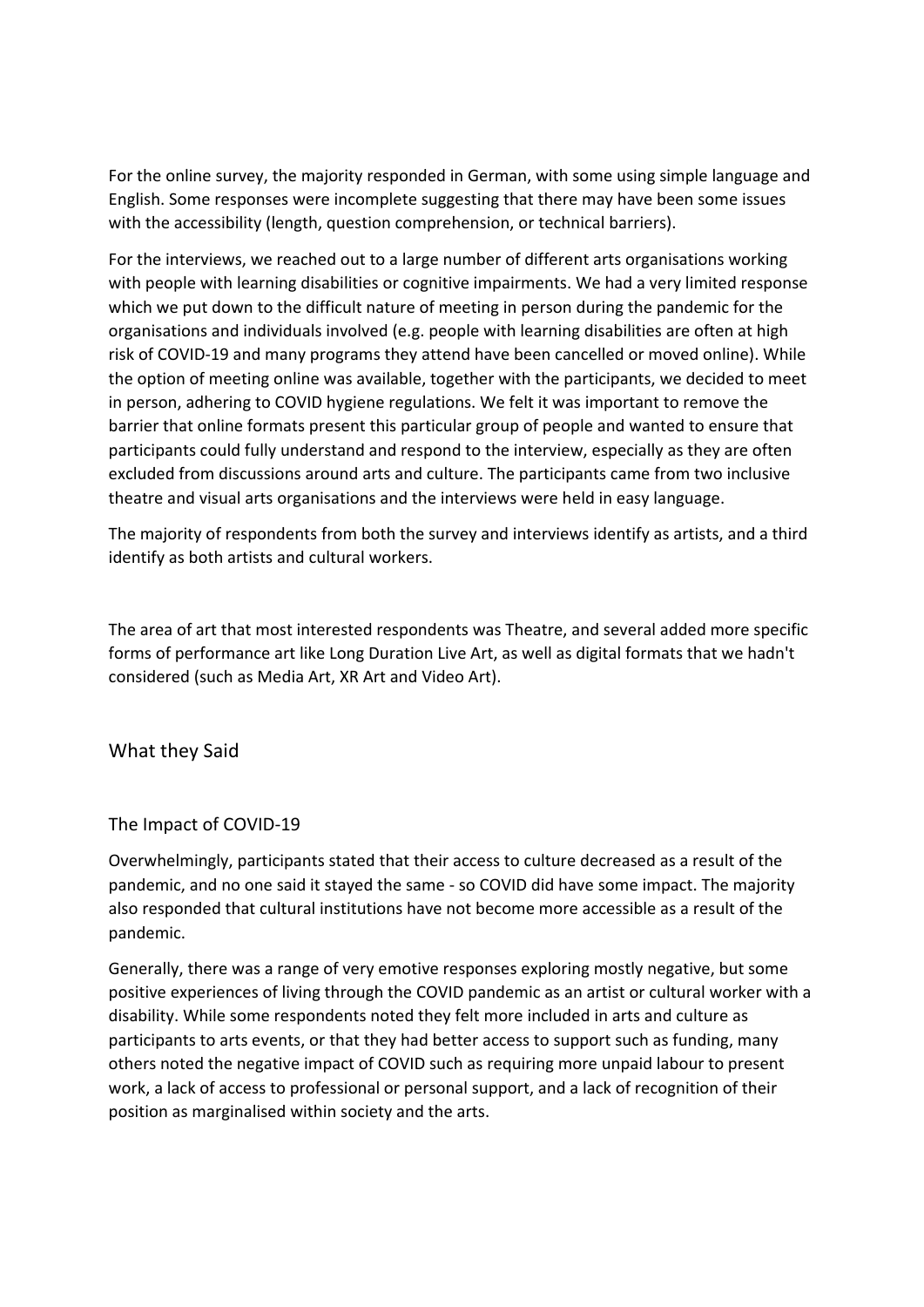For the online survey, the majority responded in German, with some using simple language and English. Some responses were incomplete suggesting that there may have been some issues with the accessibility (length, question comprehension, or technical barriers).

For the interviews, we reached out to a large number of different arts organisations working with people with learning disabilities or cognitive impairments. We had a very limited response which we put down to the difficult nature of meeting in person during the pandemic for the organisations and individuals involved (e.g. people with learning disabilities are often at high risk of COVID-19 and many programs they attend have been cancelled or moved online). While the option of meeting online was available, together with the participants, we decided to meet in person, adhering to COVID hygiene regulations. We felt it was important to remove the barrier that online formats present this particular group of people and wanted to ensure that participants could fully understand and respond to the interview, especially as they are often excluded from discussions around arts and culture. The participants came from two inclusive theatre and visual arts organisations and the interviews were held in easy language.

The majority of respondents from both the survey and interviews identify as artists, and a third identify as both artists and cultural workers.

The area of art that most interested respondents was Theatre, and several added more specific forms of performance art like Long Duration Live Art, as well as digital formats that we hadn't considered (such as Media Art, XR Art and Video Art).

## What they Said

### The Impact of COVID-19

Overwhelmingly, participants stated that their access to culture decreased as a result of the pandemic, and no one said it stayed the same - so COVID did have some impact. The majority also responded that cultural institutions have not become more accessible as a result of the pandemic.

Generally, there was a range of very emotive responses exploring mostly negative, but some positive experiences of living through the COVID pandemic as an artist or cultural worker with a disability. While some respondents noted they felt more included in arts and culture as participants to arts events, or that they had better access to support such as funding, many others noted the negative impact of COVID such as requiring more unpaid labour to present work, a lack of access to professional or personal support, and a lack of recognition of their position as marginalised within society and the arts.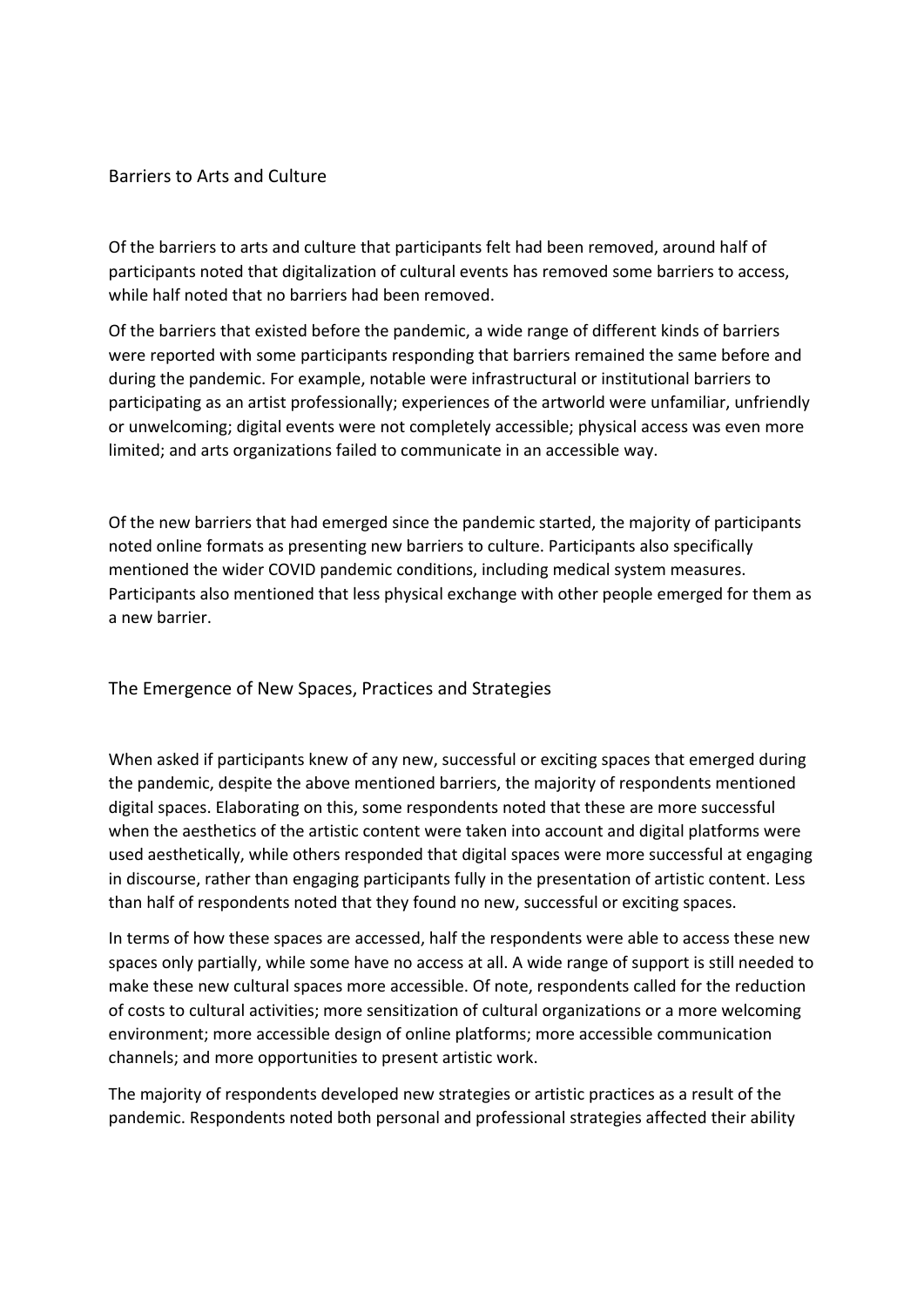## Barriers to Arts and Culture

Of the barriers to arts and culture that participants felt had been removed, around half of participants noted that digitalization of cultural events has removed some barriers to access, while half noted that no barriers had been removed.

Of the barriers that existed before the pandemic, a wide range of different kinds of barriers were reported with some participants responding that barriers remained the same before and during the pandemic. For example, notable were infrastructural or institutional barriers to participating as an artist professionally; experiences of the artworld were unfamiliar, unfriendly or unwelcoming; digital events were not completely accessible; physical access was even more limited; and arts organizations failed to communicate in an accessible way.

Of the new barriers that had emerged since the pandemic started, the majority of participants noted online formats as presenting new barriers to culture. Participants also specifically mentioned the wider COVID pandemic conditions, including medical system measures. Participants also mentioned that less physical exchange with other people emerged for them as a new barrier.

## The Emergence of New Spaces, Practices and Strategies

When asked if participants knew of any new, successful or exciting spaces that emerged during the pandemic, despite the above mentioned barriers, the majority of respondents mentioned digital spaces. Elaborating on this, some respondents noted that these are more successful when the aesthetics of the artistic content were taken into account and digital platforms were used aesthetically, while others responded that digital spaces were more successful at engaging in discourse, rather than engaging participants fully in the presentation of artistic content. Less than half of respondents noted that they found no new, successful or exciting spaces.

In terms of how these spaces are accessed, half the respondents were able to access these new spaces only partially, while some have no access at all. A wide range of support is still needed to make these new cultural spaces more accessible. Of note, respondents called for the reduction of costs to cultural activities; more sensitization of cultural organizations or a more welcoming environment; more accessible design of online platforms; more accessible communication channels; and more opportunities to present artistic work.

The majority of respondents developed new strategies or artistic practices as a result of the pandemic. Respondents noted both personal and professional strategies affected their ability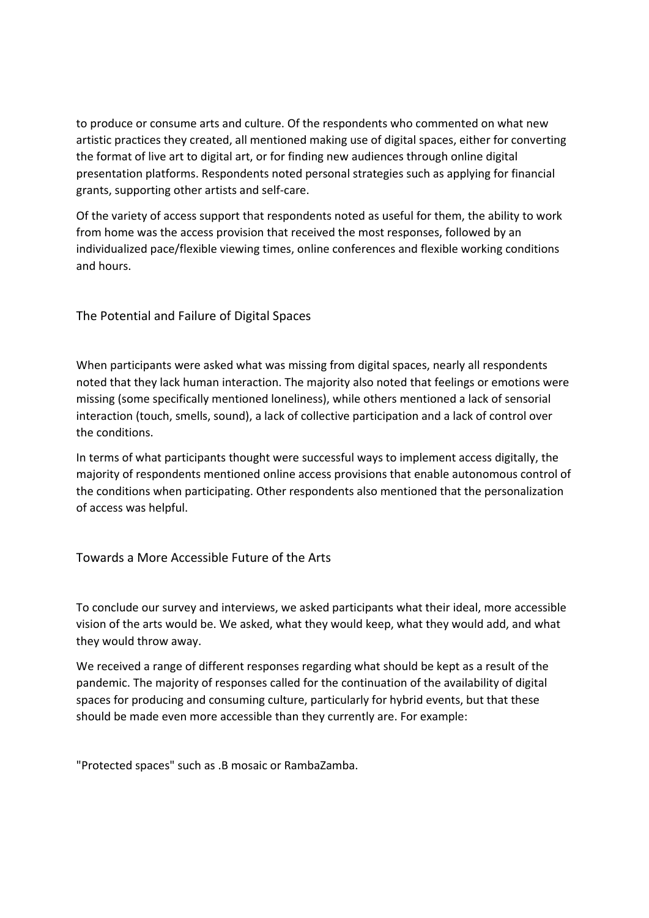to produce or consume arts and culture. Of the respondents who commented on what new artistic practices they created, all mentioned making use of digital spaces, either for converting the format of live art to digital art, or for finding new audiences through online digital presentation platforms. Respondents noted personal strategies such as applying for financial grants, supporting other artists and self-care.

Of the variety of access support that respondents noted as useful for them, the ability to work from home was the access provision that received the most responses, followed by an individualized pace/flexible viewing times, online conferences and flexible working conditions and hours.

## The Potential and Failure of Digital Spaces

When participants were asked what was missing from digital spaces, nearly all respondents noted that they lack human interaction. The majority also noted that feelings or emotions were missing (some specifically mentioned loneliness), while others mentioned a lack of sensorial interaction (touch, smells, sound), a lack of collective participation and a lack of control over the conditions.

In terms of what participants thought were successful ways to implement access digitally, the majority of respondents mentioned online access provisions that enable autonomous control of the conditions when participating. Other respondents also mentioned that the personalization of access was helpful.

## Towards a More Accessible Future of the Arts

To conclude our survey and interviews, we asked participants what their ideal, more accessible vision of the arts would be. We asked, what they would keep, what they would add, and what they would throw away.

We received a range of different responses regarding what should be kept as a result of the pandemic. The majority of responses called for the continuation of the availability of digital spaces for producing and consuming culture, particularly for hybrid events, but that these should be made even more accessible than they currently are. For example:

"Protected spaces" such as .B mosaic or RambaZamba.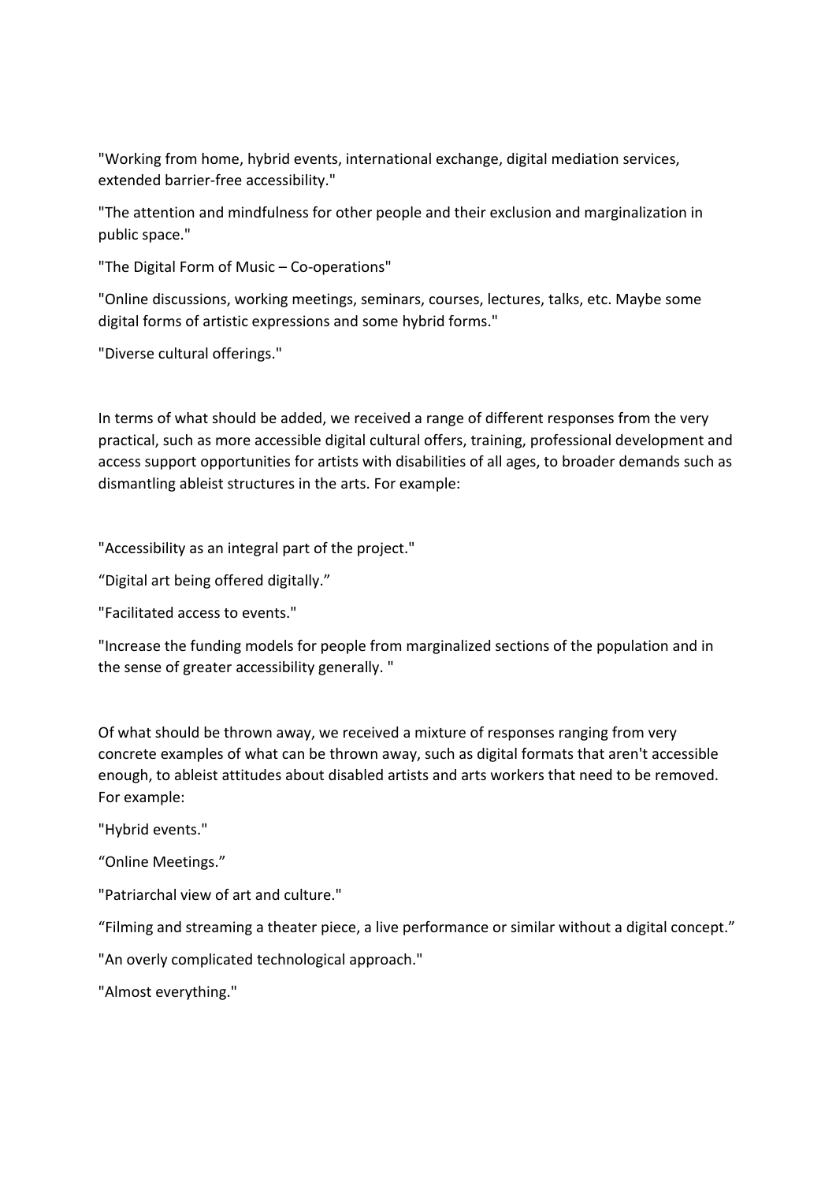"Working from home, hybrid events, international exchange, digital mediation services, extended barrier-free accessibility."

"The attention and mindfulness for other people and their exclusion and marginalization in public space."

"The Digital Form of Music – Co-operations"

"Online discussions, working meetings, seminars, courses, lectures, talks, etc. Maybe some digital forms of artistic expressions and some hybrid forms."

"Diverse cultural offerings."

In terms of what should be added, we received a range of different responses from the very practical, such as more accessible digital cultural offers, training, professional development and access support opportunities for artists with disabilities of all ages, to broader demands such as dismantling ableist structures in the arts. For example:

"Accessibility as an integral part of the project."

"Digital art being offered digitally."

"Facilitated access to events."

"Increase the funding models for people from marginalized sections of the population and in the sense of greater accessibility generally. "

Of what should be thrown away, we received a mixture of responses ranging from very concrete examples of what can be thrown away, such as digital formats that aren't accessible enough, to ableist attitudes about disabled artists and arts workers that need to be removed. For example:

"Hybrid events."

"Online Meetings."

"Patriarchal view of art and culture."

"Filming and streaming a theater piece, a live performance or similar without a digital concept."

"An overly complicated technological approach."

"Almost everything."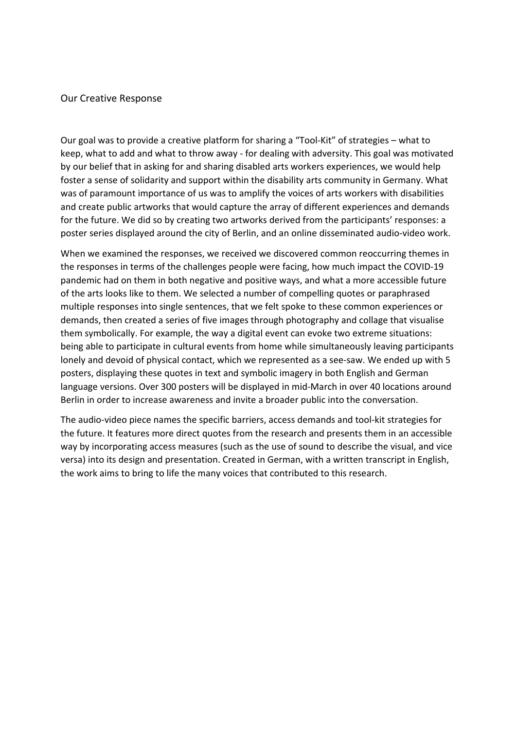## Our Creative Response

Our goal was to provide a creative platform for sharing a "Tool-Kit" of strategies – what to keep, what to add and what to throw away - for dealing with adversity. This goal was motivated by our belief that in asking for and sharing disabled arts workers experiences, we would help foster a sense of solidarity and support within the disability arts community in Germany. What was of paramount importance of us was to amplify the voices of arts workers with disabilities and create public artworks that would capture the array of different experiences and demands for the future. We did so by creating two artworks derived from the participants' responses: a poster series displayed around the city of Berlin, and an online disseminated audio-video work.

When we examined the responses, we received we discovered common reoccurring themes in the responses in terms of the challenges people were facing, how much impact the COVID-19 pandemic had on them in both negative and positive ways, and what a more accessible future of the arts looks like to them. We selected a number of compelling quotes or paraphrased multiple responses into single sentences, that we felt spoke to these common experiences or demands, then created a series of five images through photography and collage that visualise them symbolically. For example, the way a digital event can evoke two extreme situations: being able to participate in cultural events from home while simultaneously leaving participants lonely and devoid of physical contact, which we represented as a see-saw. We ended up with 5 posters, displaying these quotes in text and symbolic imagery in both English and German language versions. Over 300 posters will be displayed in mid-March in over 40 locations around Berlin in order to increase awareness and invite a broader public into the conversation.

The audio-video piece names the specific barriers, access demands and tool-kit strategies for the future. It features more direct quotes from the research and presents them in an accessible way by incorporating access measures (such as the use of sound to describe the visual, and vice versa) into its design and presentation. Created in German, with a written transcript in English, the work aims to bring to life the many voices that contributed to this research.